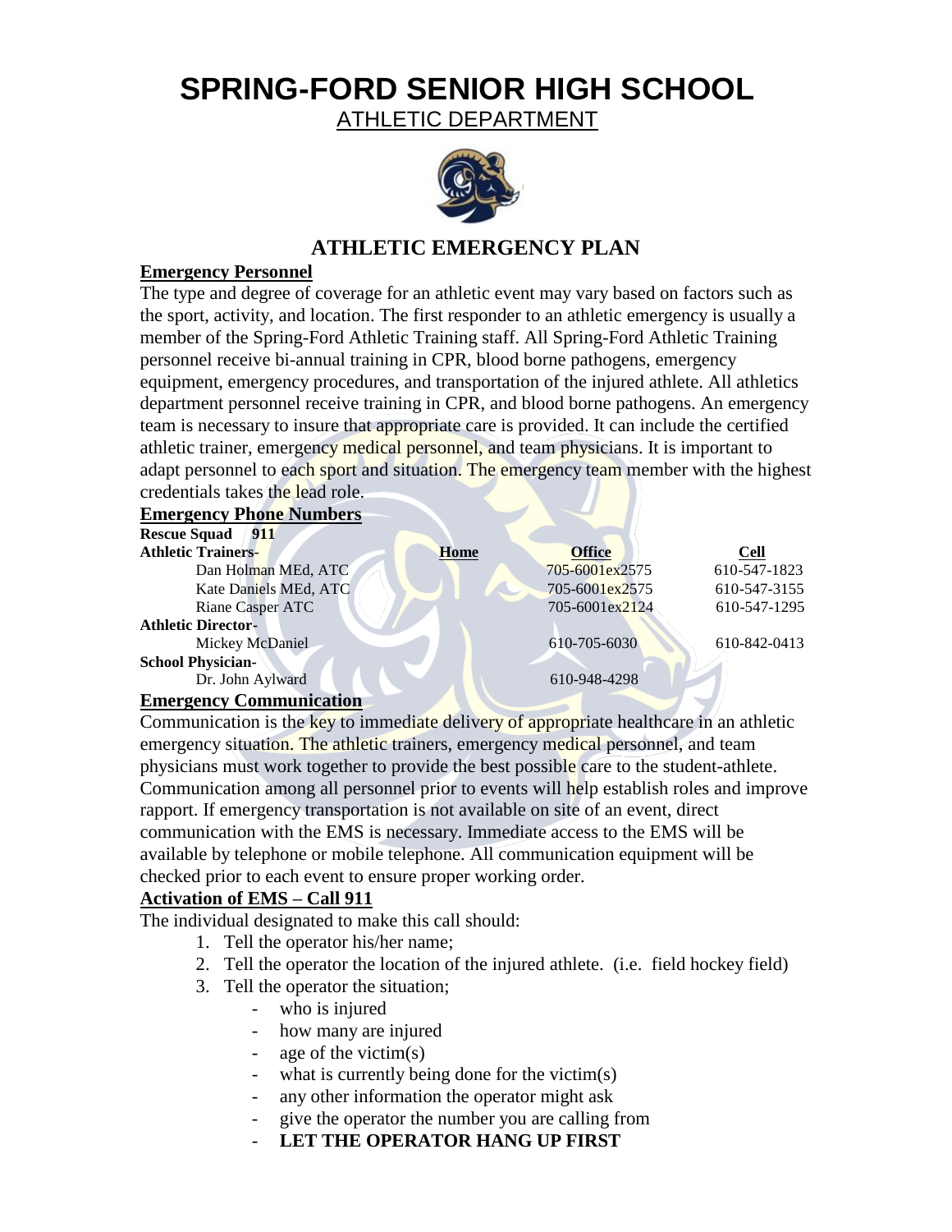# SPRING-FORD SENIOR HIGH SCHOOL

ATHLETIC DEPARTMENT

## ATHLETIC EMERGENCY PLAN

**Emergency Personnel**

The type and degree of coverage for an athletic event may vary based on factors such as the sport, activity, and location. The first responder to an athletic emergency is usually a member of the Spring-Ford Athletic Training staff. All Spring-Ford Athletic Training personnel receive bi-annual training in CPR, blood borne pathogens, emergency equipment, emergency procedures, and transportation of the injured athlete. All athletics department personnel receive training in CPR, and blood borne pathogens. An emergency team is necessary to insure that appropriate care is provided. It can include the certified athletic trainer, emergency medical personnel, and team physicians. It is important to adapt personnel to each sport and situation. The emergency team member with the highest credentials takes the lead role.

**Emergency Phone Numbers**

**Rescue Squad 911**

| **Athletic Trainers-** | **Home** | **Office** | **Cell** |
|---|---|---|---|
| Dan Holman MEd, ATC | | 705-6001ex2575 | 610-547-1823 |
| Kate Daniels MEd, ATC | | 705-6001ex2575 | 610-547-3155 |
| Riane Casper ATC | | 705-6001ex2124 | 610-547-1295 |
| **Athletic Director-** | | | |
| Mickey McDaniel | | 610-705-6030 | 610-842-0413 |
| **School Physician-** | | | |
| Dr. John Aylward | | 610-948-4298 | |

**Emergency Communication**

Communication is the key to immediate delivery of appropriate healthcare in an athletic emergency situation. The athletic trainers, emergency medical personnel, and team physicians must work together to provide the best possible care to the student-athlete. Communication among all personnel prior to events will help establish roles and improve rapport. If emergency transportation is not available on site of an event, direct communication with the EMS is necessary. Immediate access to the EMS will be available by telephone or mobile telephone. All communication equipment will be checked prior to each event to ensure proper working order.

**Activation of EMS – Call 911**

The individual designated to make this call should:

1. Tell the operator his/her name;
2. Tell the operator the location of the injured athlete. (i.e. field hockey field)
3. Tell the operator the situation;
   - who is injured
   - how many are injured
   - age of the victim(s)
   - what is currently being done for the victim(s)
   - any other information the operator might ask
   - give the operator the number you are calling from
   - **LET THE OPERATOR HANG UP FIRST**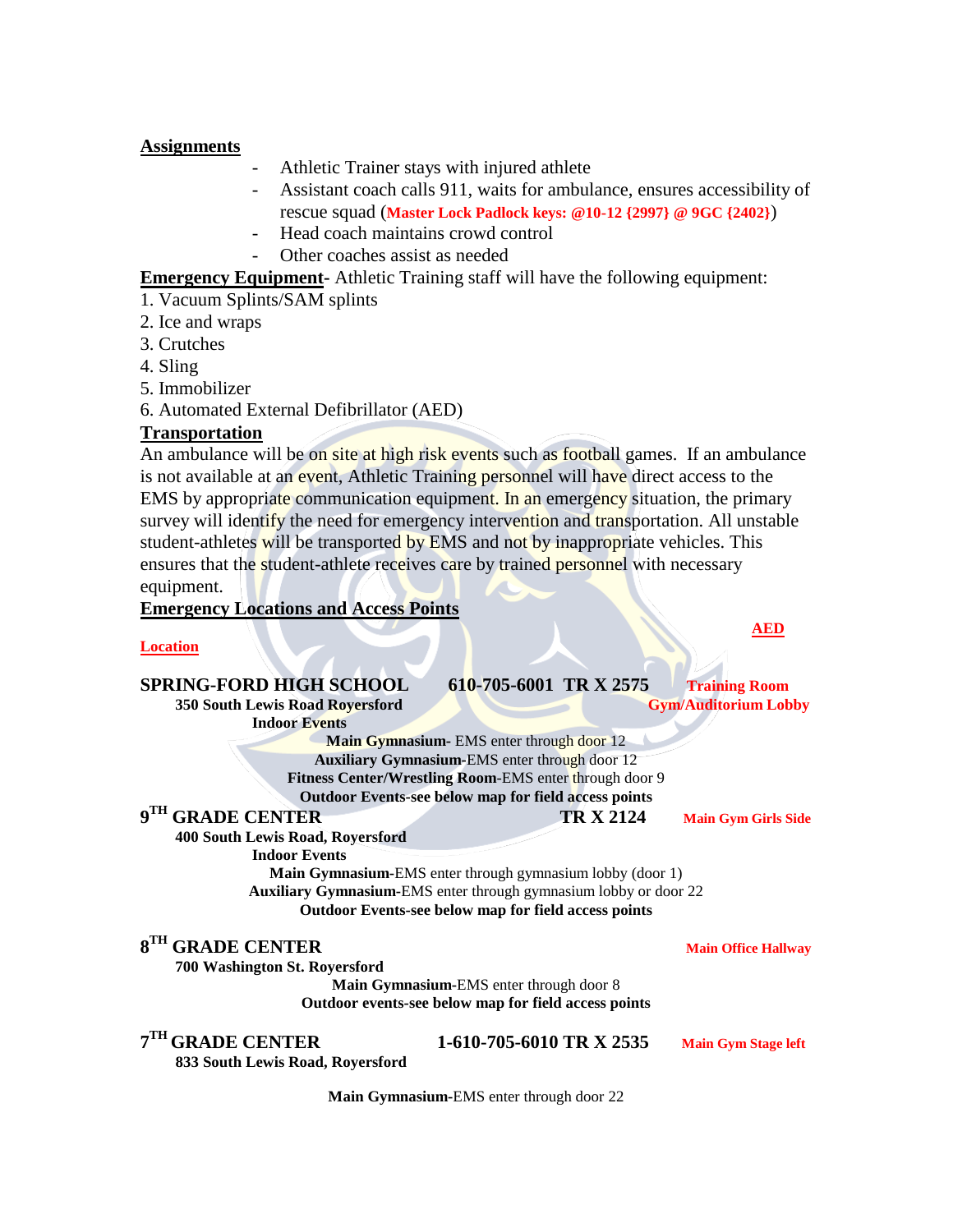**Assignments**

- Athletic Trainer stays with injured athlete
- Assistant coach calls 911, waits for ambulance, ensures accessibility of rescue squad (**Master Lock Padlock keys: @10-12 {2997} @ 9GC {2402}**)
- Head coach maintains crowd control
- Other coaches assist as needed

**Emergency Equipment-** Athletic Training staff will have the following equipment:

1. Vacuum Splints/SAM splints
2. Ice and wraps
3. Crutches
4. Sling
5. Immobilizer
6. Automated External Defibrillator (AED)

**Transportation**

An ambulance will be on site at high risk events such as football games. If an ambulance is not available at an event, Athletic Training personnel will have direct access to the EMS by appropriate communication equipment. In an emergency situation, the primary survey will identify the need for emergency intervention and transportation. All unstable student-athletes will be transported by EMS and not by inappropriate vehicles. This ensures that the student-athlete receives care by trained personnel with necessary equipment.

**Emergency Locations and Access Points**

**Location** — **AED**

**SPRING-FORD HIGH SCHOOL** — **610-705-6001 TR X 2575** — AED: **Training Room**, **Gym/Auditorium Lobby**

**350 South Lewis Road Royersford**

**Indoor Events**

- **Main Gymnasium**- EMS enter through door 12
- **Auxiliary Gymnasium**-EMS enter through door 12
- **Fitness Center/Wrestling Room**-EMS enter through door 9
- **Outdoor Events-see below map for field access points**

**9TH GRADE CENTER** — **TR X 2124** — AED: **Main Gym Girls Side**

**400 South Lewis Road, Royersford**

**Indoor Events**

- **Main Gymnasium**-EMS enter through gymnasium lobby (door 1)
- **Auxiliary Gymnasium**-EMS enter through gymnasium lobby or door 22
- **Outdoor Events-see below map for field access points**

**8TH GRADE CENTER** — AED: **Main Office Hallway**

**700 Washington St. Royersford**

- **Main Gymnasium**-EMS enter through door 8
- **Outdoor events-see below map for field access points**

**7TH GRADE CENTER** — **1-610-705-6010 TR X 2535** — AED: **Main Gym Stage left**

**833 South Lewis Road, Royersford**

- **Main Gymnasium**-EMS enter through door 22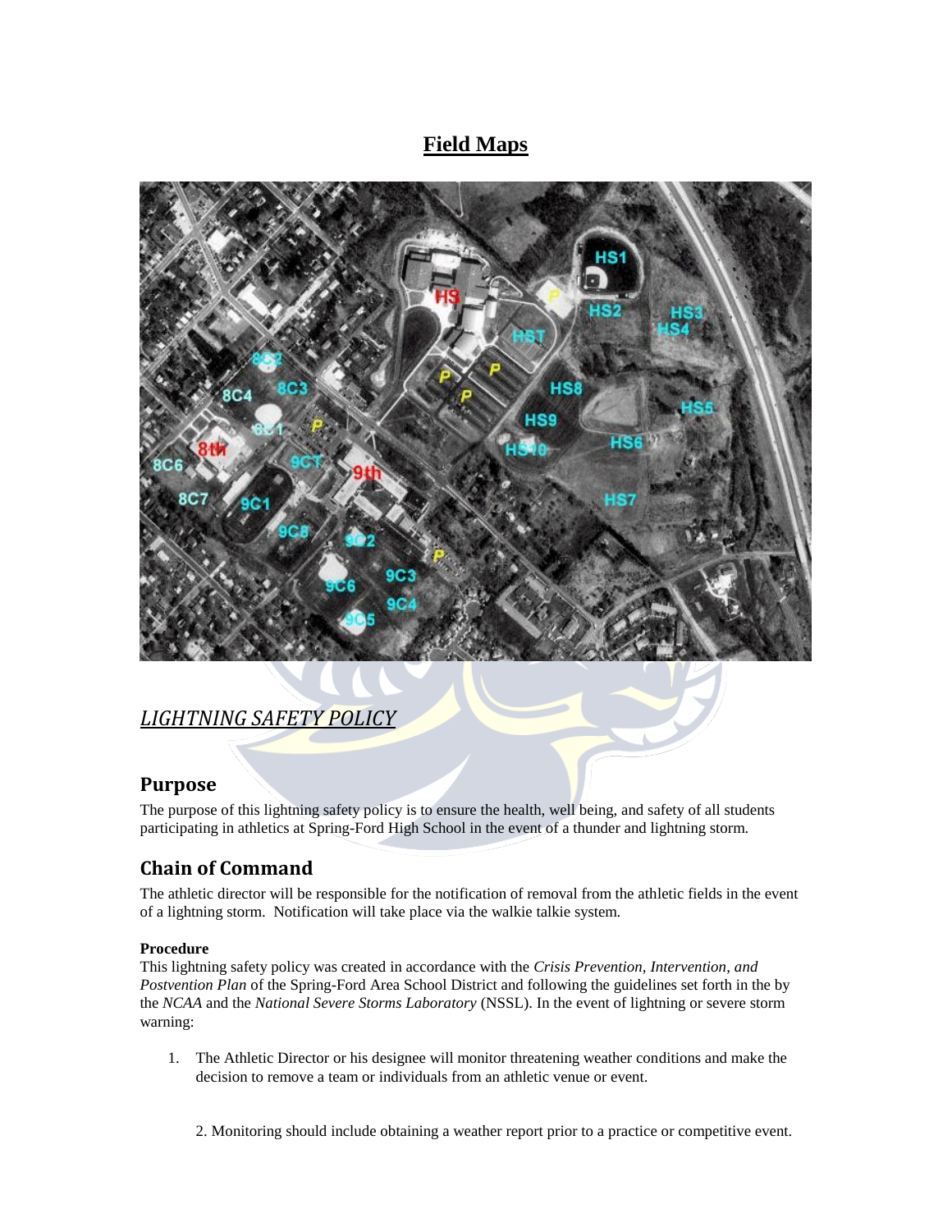# Field Maps

## *LIGHTNING SAFETY POLICY*

## Purpose

The purpose of this lightning safety policy is to ensure the health, well being, and safety of all students participating in athletics at Spring-Ford High School in the event of a thunder and lightning storm.

## Chain of Command

The athletic director will be responsible for the notification of removal from the athletic fields in the event of a lightning storm. Notification will take place via the walkie talkie system.

**Procedure**

This lightning safety policy was created in accordance with the *Crisis Prevention, Intervention, and Postvention Plan* of the Spring-Ford Area School District and following the guidelines set forth in the by the *NCAA* and the *National Severe Storms Laboratory* (NSSL). In the event of lightning or severe storm warning:

1. The Athletic Director or his designee will monitor threatening weather conditions and make the decision to remove a team or individuals from an athletic venue or event.

2. Monitoring should include obtaining a weather report prior to a practice or competitive event.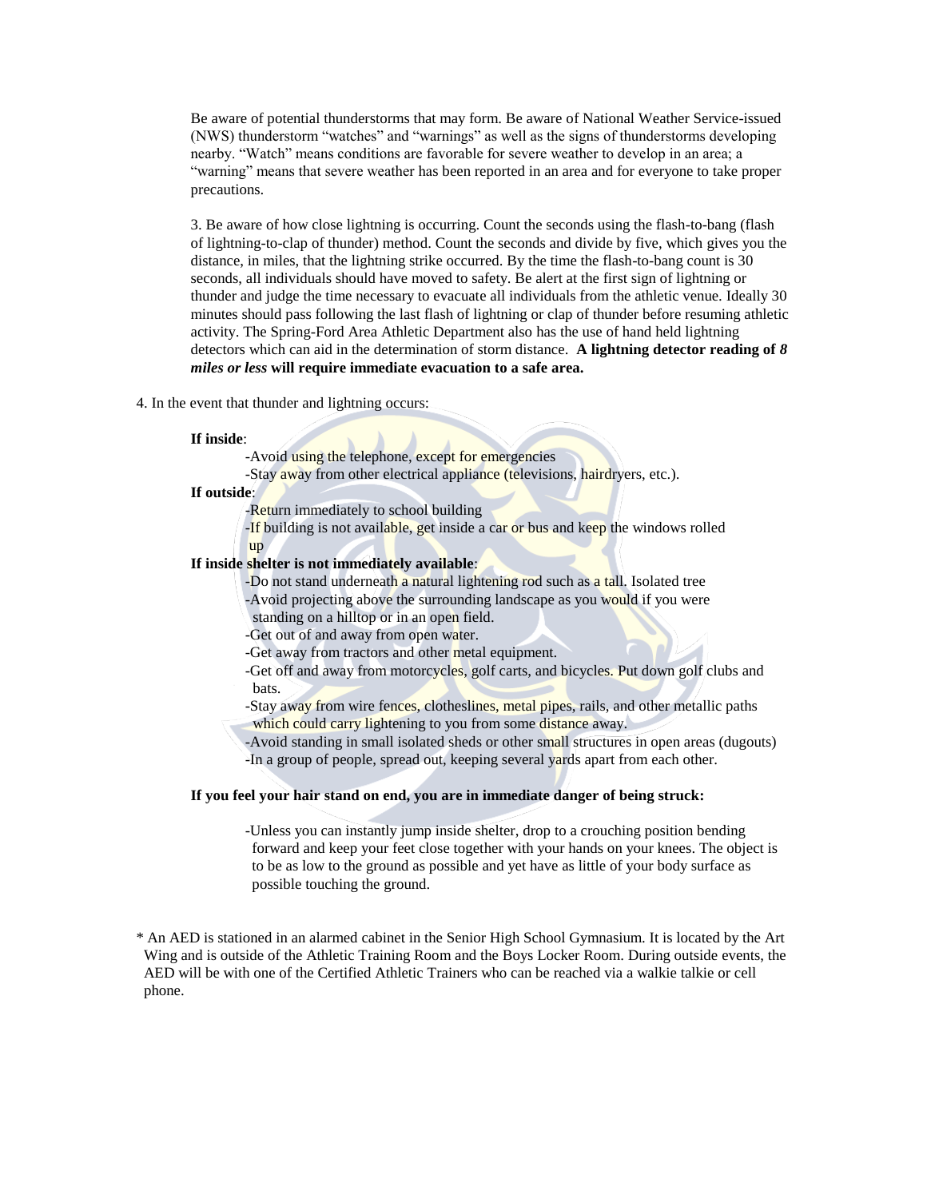Be aware of potential thunderstorms that may form. Be aware of National Weather Service-issued (NWS) thunderstorm "watches" and "warnings" as well as the signs of thunderstorms developing nearby. "Watch" means conditions are favorable for severe weather to develop in an area; a "warning" means that severe weather has been reported in an area and for everyone to take proper precautions.

3. Be aware of how close lightning is occurring. Count the seconds using the flash-to-bang (flash of lightning-to-clap of thunder) method. Count the seconds and divide by five, which gives you the distance, in miles, that the lightning strike occurred. By the time the flash-to-bang count is 30 seconds, all individuals should have moved to safety. Be alert at the first sign of lightning or thunder and judge the time necessary to evacuate all individuals from the athletic venue. Ideally 30 minutes should pass following the last flash of lightning or clap of thunder before resuming athletic activity. The Spring-Ford Area Athletic Department also has the use of hand held lightning detectors which can aid in the determination of storm distance. **A lightning detector reading of *8 miles or less* will require immediate evacuation to a safe area.**

4. In the event that thunder and lightning occurs:

**If inside**:

- -Avoid using the telephone, except for emergencies
- -Stay away from other electrical appliance (televisions, hairdryers, etc.).

**If outside**:

- -Return immediately to school building
- -If building is not available, get inside a car or bus and keep the windows rolled up

**If inside shelter is not immediately available**:

- -Do not stand underneath a natural lightening rod such as a tall. Isolated tree
- -Avoid projecting above the surrounding landscape as you would if you were standing on a hilltop or in an open field.
- -Get out of and away from open water.
- -Get away from tractors and other metal equipment.
- -Get off and away from motorcycles, golf carts, and bicycles. Put down golf clubs and bats.
- -Stay away from wire fences, clotheslines, metal pipes, rails, and other metallic paths which could carry lightening to you from some distance away.
- -Avoid standing in small isolated sheds or other small structures in open areas (dugouts)
- -In a group of people, spread out, keeping several yards apart from each other.

**If you feel your hair stand on end, you are in immediate danger of being struck:**

- -Unless you can instantly jump inside shelter, drop to a crouching position bending forward and keep your feet close together with your hands on your knees. The object is to be as low to the ground as possible and yet have as little of your body surface as possible touching the ground.

* An AED is stationed in an alarmed cabinet in the Senior High School Gymnasium. It is located by the Art Wing and is outside of the Athletic Training Room and the Boys Locker Room. During outside events, the AED will be with one of the Certified Athletic Trainers who can be reached via a walkie talkie or cell phone.